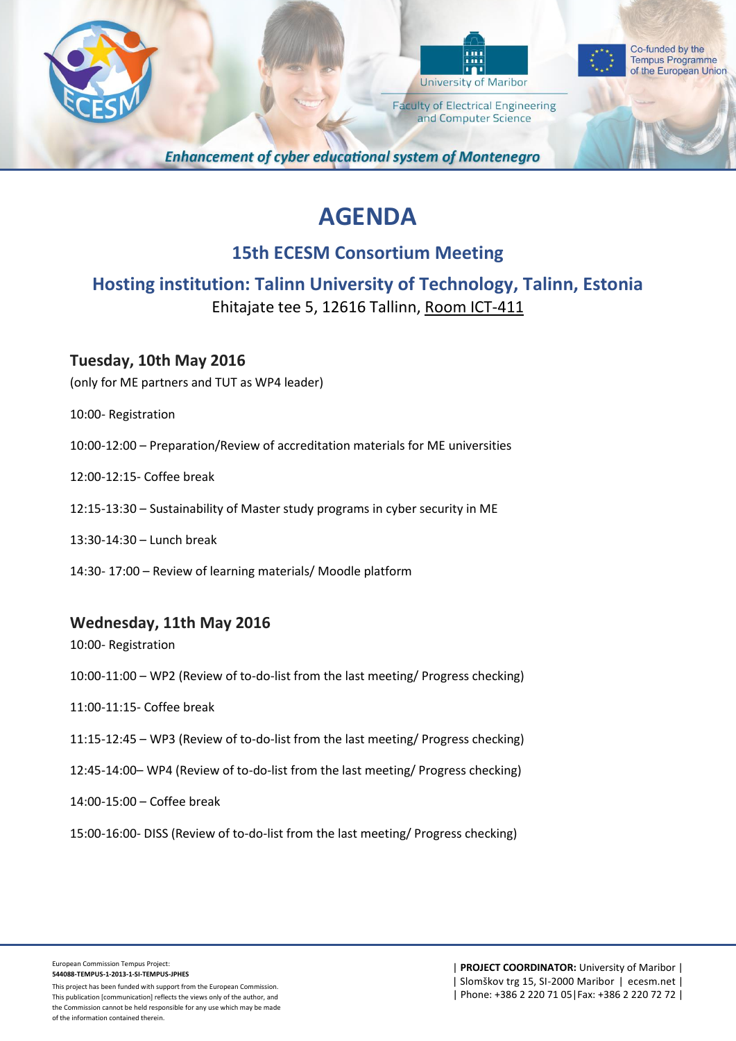University of Maribor

Faculty of Electrical Engineering and Computer Science

Co-funded by the Tempus Programme of the European Union

*Enhancement of cyber educational system of Montenegro*

# AGENDA

## 15th ECESM Consortium Meeting

## Hosting institution: Talinn University of Technology, Talinn, Estonia

Ehitajate tee 5, 12616 Tallinn, Room ICT-411

### Tuesday, 10th May 2016

(only for ME partners and TUT as WP4 leader)

10:00- Registration

10:00-12:00 – Preparation/Review of accreditation materials for ME universities

12:00-12:15- Coffee break

12:15-13:30 – Sustainability of Master study programs in cyber security in ME

13:30-14:30 – Lunch break

14:30- 17:00 – Review of learning materials/ Moodle platform

### Wednesday, 11th May 2016

10:00- Registration

10:00-11:00 – WP2 (Review of to-do-list from the last meeting/ Progress checking)

11:00-11:15- Coffee break

11:15-12:45 – WP3 (Review of to-do-list from the last meeting/ Progress checking)

12:45-14:00– WP4 (Review of to-do-list from the last meeting/ Progress checking)

14:00-15:00 – Coffee break

15:00-16:00- DISS (Review of to-do-list from the last meeting/ Progress checking)

European Commission Tempus Project:
**544088-TEMPUS-1-2013-1-SI-TEMPUS-JPHES**

This project has been funded with support from the European Commission. This publication [communication] reflects the views only of the author, and the Commission cannot be held responsible for any use which may be made of the information contained therein.

| **PROJECT COORDINATOR:** University of Maribor |
| Slomškov trg 15, SI-2000 Maribor | ecesm.net |
| Phone: +386 2 220 71 05|Fax: +386 2 220 72 72 |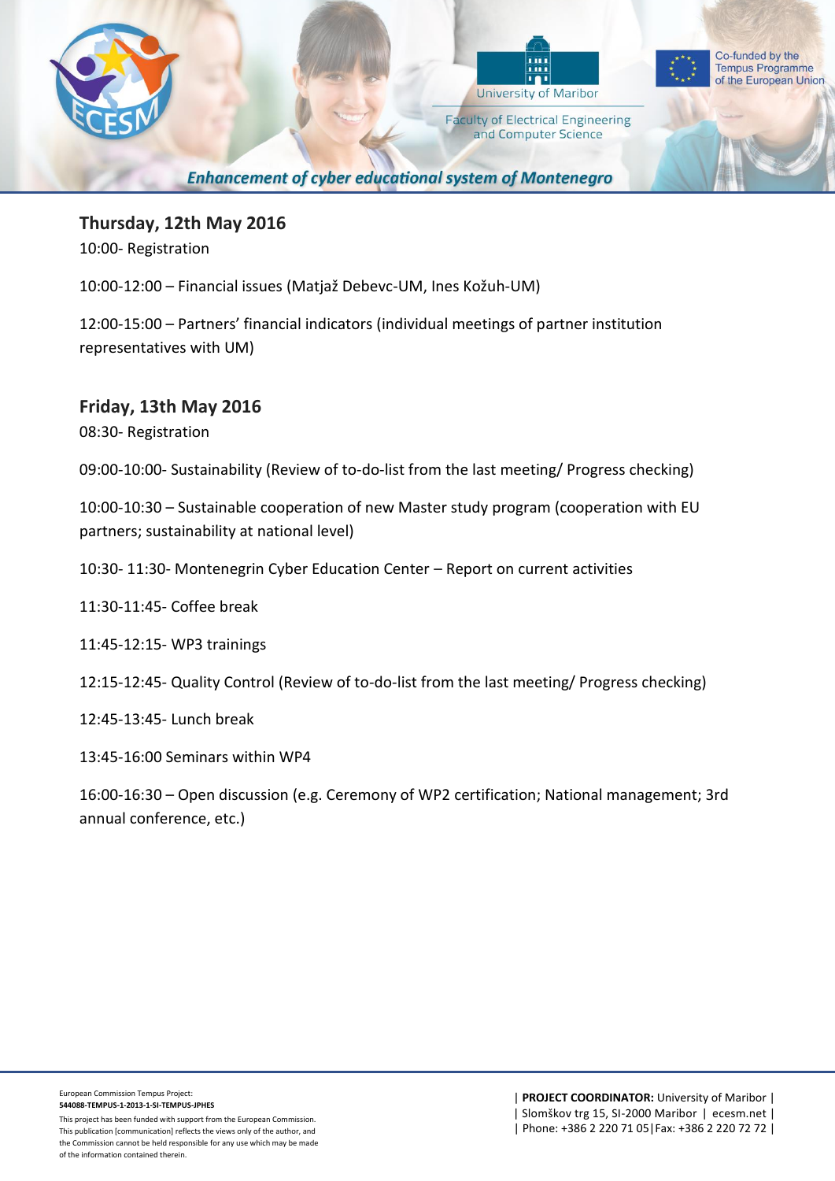## Thursday, 12th May 2016

10:00- Registration

10:00-12:00 – Financial issues (Matjaž Debevc-UM, Ines Kožuh-UM)

12:00-15:00 – Partners' financial indicators (individual meetings of partner institution representatives with UM)

## Friday, 13th May 2016

08:30- Registration

09:00-10:00- Sustainability (Review of to-do-list from the last meeting/ Progress checking)

10:00-10:30 – Sustainable cooperation of new Master study program (cooperation with EU partners; sustainability at national level)

10:30- 11:30- Montenegrin Cyber Education Center – Report on current activities

11:30-11:45- Coffee break

11:45-12:15- WP3 trainings

12:15-12:45- Quality Control (Review of to-do-list from the last meeting/ Progress checking)

12:45-13:45- Lunch break

13:45-16:00 Seminars within WP4

16:00-16:30 – Open discussion (e.g. Ceremony of WP2 certification; National management; 3rd annual conference, etc.)